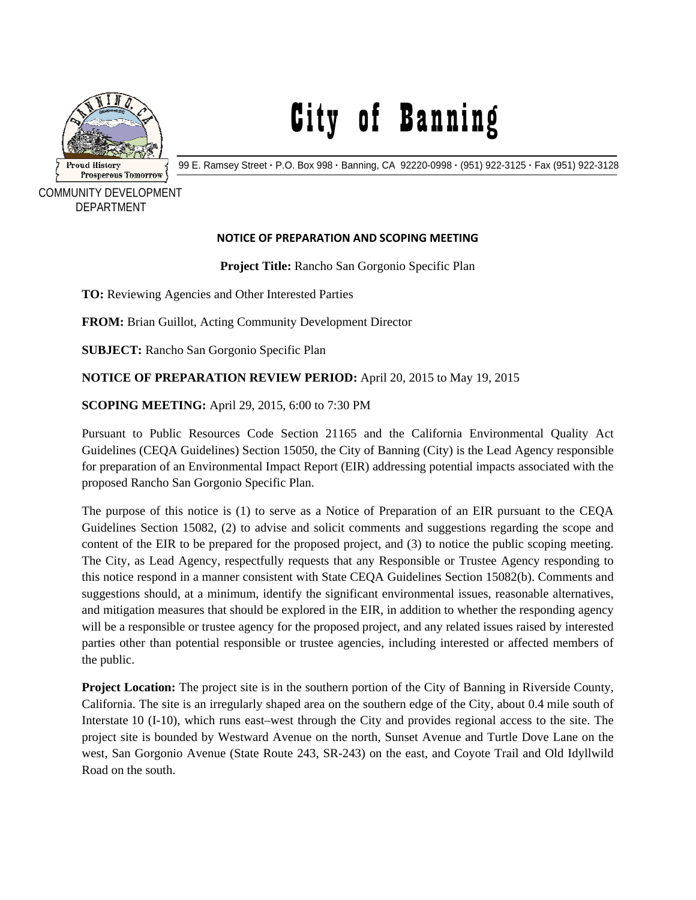# City of Banning

99 E. Ramsey Street · P.O. Box 998 · Banning, CA 92220-0998 · (951) 922-3125 · Fax (951) 922-3128

COMMUNITY DEVELOPMENT DEPARTMENT

## NOTICE OF PREPARATION AND SCOPING MEETING

**Project Title:** Rancho San Gorgonio Specific Plan

**TO:** Reviewing Agencies and Other Interested Parties

**FROM:** Brian Guillot, Acting Community Development Director

**SUBJECT:** Rancho San Gorgonio Specific Plan

**NOTICE OF PREPARATION REVIEW PERIOD:** April 20, 2015 to May 19, 2015

**SCOPING MEETING:** April 29, 2015, 6:00 to 7:30 PM

Pursuant to Public Resources Code Section 21165 and the California Environmental Quality Act Guidelines (CEQA Guidelines) Section 15050, the City of Banning (City) is the Lead Agency responsible for preparation of an Environmental Impact Report (EIR) addressing potential impacts associated with the proposed Rancho San Gorgonio Specific Plan.

The purpose of this notice is (1) to serve as a Notice of Preparation of an EIR pursuant to the CEQA Guidelines Section 15082, (2) to advise and solicit comments and suggestions regarding the scope and content of the EIR to be prepared for the proposed project, and (3) to notice the public scoping meeting. The City, as Lead Agency, respectfully requests that any Responsible or Trustee Agency responding to this notice respond in a manner consistent with State CEQA Guidelines Section 15082(b). Comments and suggestions should, at a minimum, identify the significant environmental issues, reasonable alternatives, and mitigation measures that should be explored in the EIR, in addition to whether the responding agency will be a responsible or trustee agency for the proposed project, and any related issues raised by interested parties other than potential responsible or trustee agencies, including interested or affected members of the public.

**Project Location:** The project site is in the southern portion of the City of Banning in Riverside County, California. The site is an irregularly shaped area on the southern edge of the City, about 0.4 mile south of Interstate 10 (I-10), which runs east–west through the City and provides regional access to the site. The project site is bounded by Westward Avenue on the north, Sunset Avenue and Turtle Dove Lane on the west, San Gorgonio Avenue (State Route 243, SR-243) on the east, and Coyote Trail and Old Idyllwild Road on the south.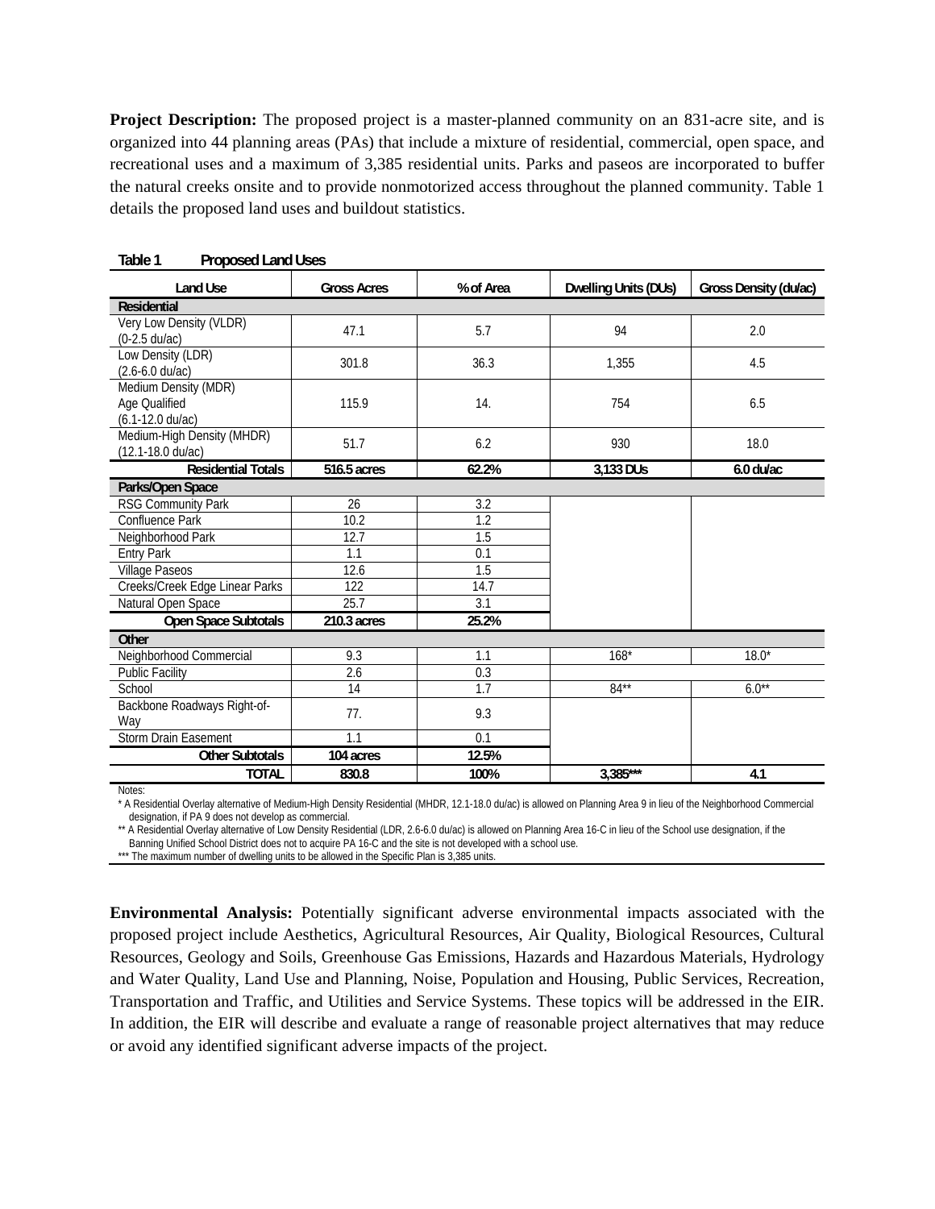**Project Description:** The proposed project is a master-planned community on an 831-acre site, and is organized into 44 planning areas (PAs) that include a mixture of residential, commercial, open space, and recreational uses and a maximum of 3,385 residential units. Parks and paseos are incorporated to buffer the natural creeks onsite and to provide nonmotorized access throughout the planned community. Table 1 details the proposed land uses and buildout statistics.

**Table 1 Proposed Land Uses**

| Land Use | Gross Acres | % of Area | Dwelling Units (DUs) | Gross Density (du/ac) |
|---|---|---|---|---|
| **Residential** | | | | |
| Very Low Density (VLDR) (0-2.5 du/ac) | 47.1 | 5.7 | 94 | 2.0 |
| Low Density (LDR) (2.6-6.0 du/ac) | 301.8 | 36.3 | 1,355 | 4.5 |
| Medium Density (MDR) Age Qualified (6.1-12.0 du/ac) | 115.9 | 14. | 754 | 6.5 |
| Medium-High Density (MHDR) (12.1-18.0 du/ac) | 51.7 | 6.2 | 930 | 18.0 |
| **Residential Totals** | **516.5 acres** | **62.2%** | **3,133 DUs** | **6.0 du/ac** |
| **Parks/Open Space** | | | | |
| RSG Community Park | 26 | 3.2 | | |
| Confluence Park | 10.2 | 1.2 | | |
| Neighborhood Park | 12.7 | 1.5 | | |
| Entry Park | 1.1 | 0.1 | | |
| Village Paseos | 12.6 | 1.5 | | |
| Creeks/Creek Edge Linear Parks | 122 | 14.7 | | |
| Natural Open Space | 25.7 | 3.1 | | |
| **Open Space Subtotals** | **210.3 acres** | **25.2%** | | |
| **Other** | | | | |
| Neighborhood Commercial | 9.3 | 1.1 | 168* | 18.0* |
| Public Facility | 2.6 | 0.3 | | |
| School | 14 | 1.7 | 84** | 6.0** |
| Backbone Roadways Right-of-Way | 77. | 9.3 | | |
| Storm Drain Easement | 1.1 | 0.1 | | |
| **Other Subtotals** | **104 acres** | **12.5%** | | |
| **TOTAL** | **830.8** | **100%** | **3,385*** ** | **4.1** |

Notes:

* A Residential Overlay alternative of Medium-High Density Residential (MHDR, 12.1-18.0 du/ac) is allowed on Planning Area 9 in lieu of the Neighborhood Commercial designation, if PA 9 does not develop as commercial.

** A Residential Overlay alternative of Low Density Residential (LDR, 2.6-6.0 du/ac) is allowed on Planning Area 16-C in lieu of the School use designation, if the Banning Unified School District does not to acquire PA 16-C and the site is not developed with a school use.

*** The maximum number of dwelling units to be allowed in the Specific Plan is 3,385 units.

**Environmental Analysis:** Potentially significant adverse environmental impacts associated with the proposed project include Aesthetics, Agricultural Resources, Air Quality, Biological Resources, Cultural Resources, Geology and Soils, Greenhouse Gas Emissions, Hazards and Hazardous Materials, Hydrology and Water Quality, Land Use and Planning, Noise, Population and Housing, Public Services, Recreation, Transportation and Traffic, and Utilities and Service Systems. These topics will be addressed in the EIR. In addition, the EIR will describe and evaluate a range of reasonable project alternatives that may reduce or avoid any identified significant adverse impacts of the project.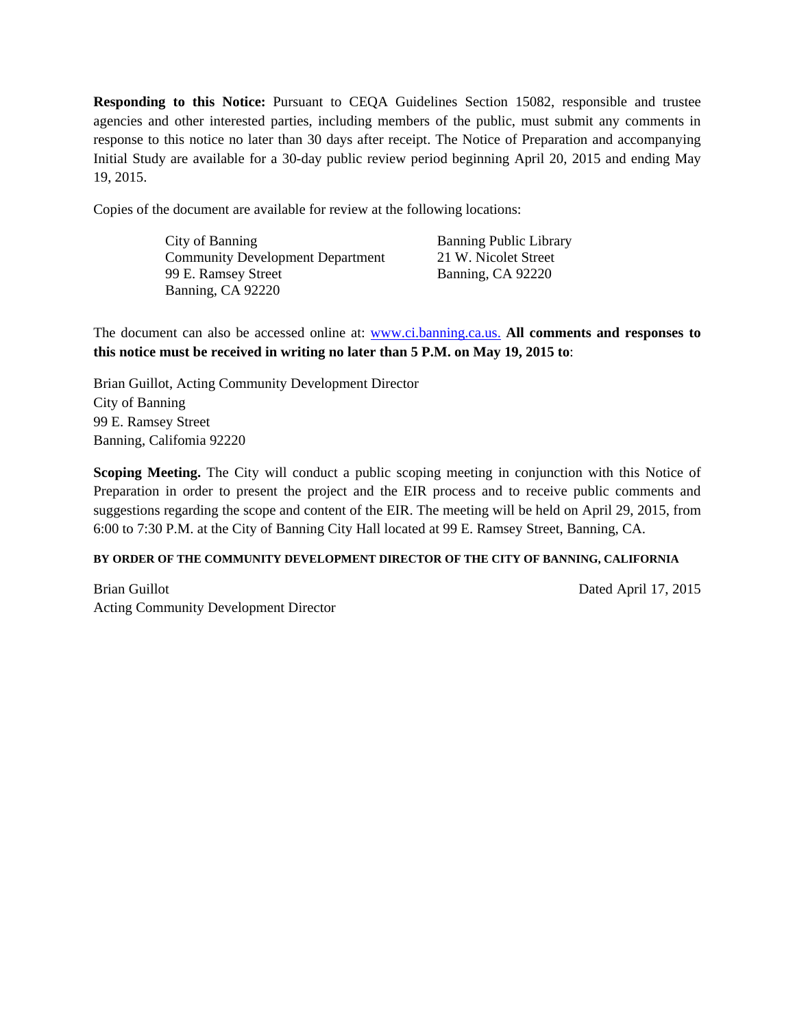**Responding to this Notice:** Pursuant to CEQA Guidelines Section 15082, responsible and trustee agencies and other interested parties, including members of the public, must submit any comments in response to this notice no later than 30 days after receipt. The Notice of Preparation and accompanying Initial Study are available for a 30-day public review period beginning April 20, 2015 and ending May 19, 2015.

Copies of the document are available for review at the following locations:

City of Banning
Community Development Department
99 E. Ramsey Street
Banning, CA 92220

Banning Public Library
21 W. Nicolet Street
Banning, CA 92220

The document can also be accessed online at: www.ci.banning.ca.us. **All comments and responses to this notice must be received in writing no later than 5 P.M. on May 19, 2015 to**:

Brian Guillot, Acting Community Development Director
City of Banning
99 E. Ramsey Street
Banning, Califomia 92220

**Scoping Meeting.** The City will conduct a public scoping meeting in conjunction with this Notice of Preparation in order to present the project and the EIR process and to receive public comments and suggestions regarding the scope and content of the EIR. The meeting will be held on April 29, 2015, from 6:00 to 7:30 P.M. at the City of Banning City Hall located at 99 E. Ramsey Street, Banning, CA.

**BY ORDER OF THE COMMUNITY DEVELOPMENT DIRECTOR OF THE CITY OF BANNING, CALIFORNIA**

Brian Guillot
Acting Community Development Director

Dated April 17, 2015